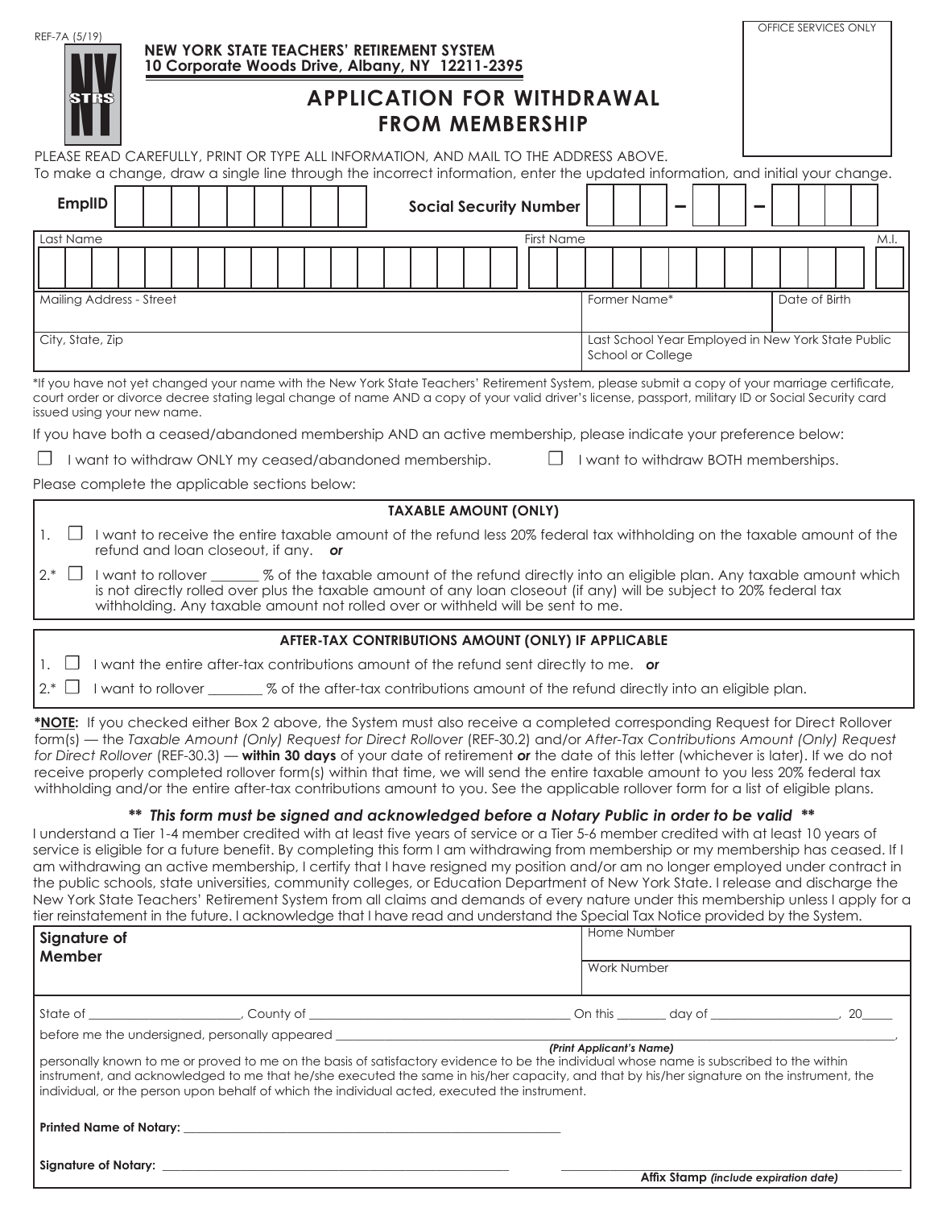REF-7A (5/19)

**NEW YORK STATE TEACHERS' RETIREMENT SYSTEM**
**10 Corporate Woods Drive, Albany, NY 12211-2395**

OFFICE SERVICES ONLY

# APPLICATION FOR WITHDRAWAL FROM MEMBERSHIP

PLEASE READ CAREFULLY, PRINT OR TYPE ALL INFORMATION, AND MAIL TO THE ADDRESS ABOVE.
To make a change, draw a single line through the incorrect information, enter the updated information, and initial your change.

**EmplID** __________ **Social Security Number** ___ – __ – ____

| Last Name | First Name | M.I. |
|---|---|---|
| | | |

| Mailing Address - Street | Former Name* | Date of Birth |
|---|---|---|
| | | |

| City, State, Zip | Last School Year Employed in New York State Public School or College |
|---|---|
| | |

*If you have not yet changed your name with the New York State Teachers' Retirement System, please submit a copy of your marriage certificate, court order or divorce decree stating legal change of name AND a copy of your valid driver's license, passport, military ID or Social Security card issued using your new name.

If you have both a ceased/abandoned membership AND an active membership, please indicate your preference below:

☐ I want to withdraw ONLY my ceased/abandoned membership. ☐ I want to withdraw BOTH memberships.

Please complete the applicable sections below:

**TAXABLE AMOUNT (ONLY)**

1. ☐ I want to receive the entire taxable amount of the refund less 20% federal tax withholding on the taxable amount of the refund and loan closeout, if any. ***or***

2.* ☐ I want to rollover _______ % of the taxable amount of the refund directly into an eligible plan. Any taxable amount which is not directly rolled over plus the taxable amount of any loan closeout (if any) will be subject to 20% federal tax withholding. Any taxable amount not rolled over or withheld will be sent to me.

**AFTER-TAX CONTRIBUTIONS AMOUNT (ONLY) IF APPLICABLE**

1. ☐ I want the entire after-tax contributions amount of the refund sent directly to me. ***or***

2.* ☐ I want to rollover ________ % of the after-tax contributions amount of the refund directly into an eligible plan.

***NOTE:** If you checked either Box 2 above, the System must also receive a completed corresponding Request for Direct Rollover form(s) — the *Taxable Amount (Only) Request for Direct Rollover* (REF-30.2) and/or *After-Tax Contributions Amount (Only) Request for Direct Rollover* (REF-30.3) — **within 30 days** of your date of retirement ***or*** the date of this letter (whichever is later). If we do not receive properly completed rollover form(s) within that time, we will send the entire taxable amount to you less 20% federal tax withholding and/or the entire after-tax contributions amount to you. See the applicable rollover form for a list of eligible plans.

***\*\* This form must be signed and acknowledged before a Notary Public in order to be valid \*\****

I understand a Tier 1-4 member credited with at least five years of service or a Tier 5-6 member credited with at least 10 years of service is eligible for a future benefit. By completing this form I am withdrawing from membership or my membership has ceased. If I am withdrawing an active membership, I certify that I have resigned my position and/or am no longer employed under contract in the public schools, state universities, community colleges, or Education Department of New York State. I release and discharge the New York State Teachers' Retirement System from all claims and demands of every nature under this membership unless I apply for a tier reinstatement in the future. I acknowledge that I have read and understand the Special Tax Notice provided by the System.

| **Signature of Member** | Home Number |
|---|---|
| | Work Number |

State of _______________________, County of _______________________________________ On this ________ day of ____________________, 20_____

before me the undersigned, personally appeared ______________________________________________________________________,
***(Print Applicant's Name)***

personally known to me or proved to me on the basis of satisfactory evidence to be the individual whose name is subscribed to the within instrument, and acknowledged to me that he/she executed the same in his/her capacity, and that by his/her signature on the instrument, the individual, or the person upon behalf of which the individual acted, executed the instrument.

**Printed Name of Notary:** ____________________________________________________________

**Signature of Notary:** ________________________________________________________ ____________________________________________
**Affix Stamp** ***(include expiration date)***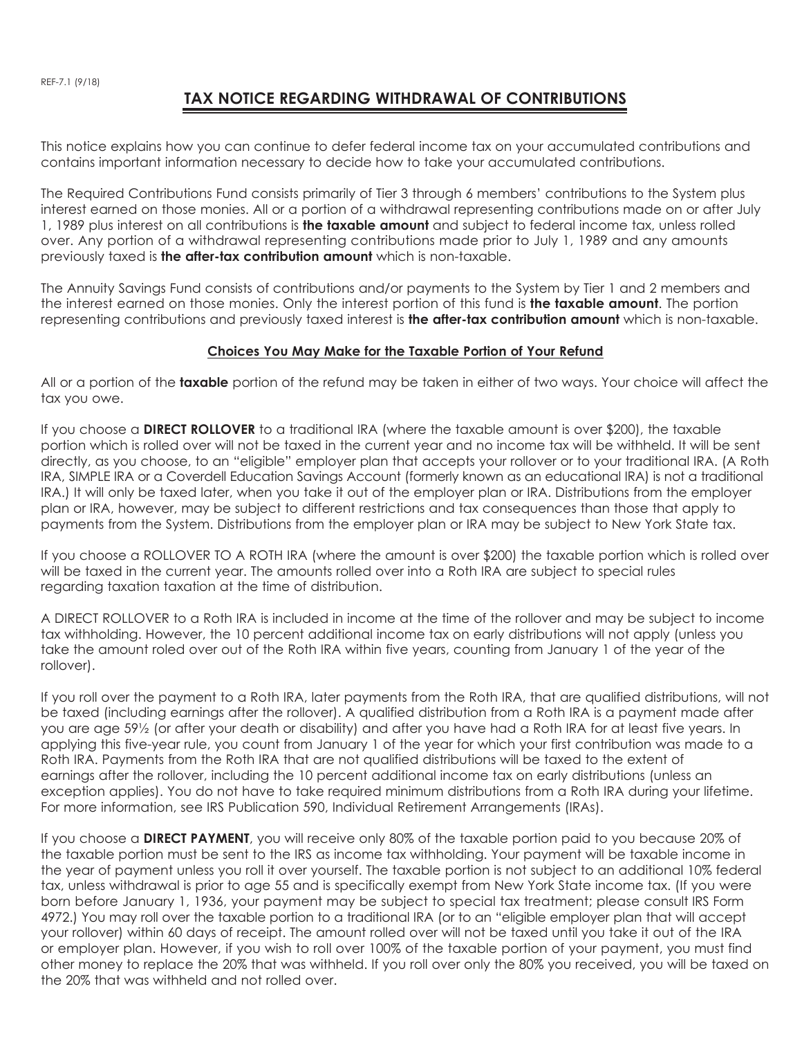REF-7.1 (9/18)

# TAX NOTICE REGARDING WITHDRAWAL OF CONTRIBUTIONS

This notice explains how you can continue to defer federal income tax on your accumulated contributions and contains important information necessary to decide how to take your accumulated contributions.

The Required Contributions Fund consists primarily of Tier 3 through 6 members' contributions to the System plus interest earned on those monies. All or a portion of a withdrawal representing contributions made on or after July 1, 1989 plus interest on all contributions is **the taxable amount** and subject to federal income tax, unless rolled over. Any portion of a withdrawal representing contributions made prior to July 1, 1989 and any amounts previously taxed is **the after-tax contribution amount** which is non-taxable.

The Annuity Savings Fund consists of contributions and/or payments to the System by Tier 1 and 2 members and the interest earned on those monies. Only the interest portion of this fund is **the taxable amount**. The portion representing contributions and previously taxed interest is **the after-tax contribution amount** which is non-taxable.

## Choices You May Make for the Taxable Portion of Your Refund

All or a portion of the **taxable** portion of the refund may be taken in either of two ways. Your choice will affect the tax you owe.

If you choose a **DIRECT ROLLOVER** to a traditional IRA (where the taxable amount is over $200), the taxable portion which is rolled over will not be taxed in the current year and no income tax will be withheld. It will be sent directly, as you choose, to an "eligible" employer plan that accepts your rollover or to your traditional IRA. (A Roth IRA, SIMPLE IRA or a Coverdell Education Savings Account (formerly known as an educational IRA) is not a traditional IRA.) It will only be taxed later, when you take it out of the employer plan or IRA. Distributions from the employer plan or IRA, however, may be subject to different restrictions and tax consequences than those that apply to payments from the System. Distributions from the employer plan or IRA may be subject to New York State tax.

If you choose a ROLLOVER TO A ROTH IRA (where the amount is over $200) the taxable portion which is rolled over will be taxed in the current year. The amounts rolled over into a Roth IRA are subject to special rules regarding taxation taxation at the time of distribution.

A DIRECT ROLLOVER to a Roth IRA is included in income at the time of the rollover and may be subject to income tax withholding. However, the 10 percent additional income tax on early distributions will not apply (unless you take the amount roled over out of the Roth IRA within five years, counting from January 1 of the year of the rollover).

If you roll over the payment to a Roth IRA, later payments from the Roth IRA, that are qualified distributions, will not be taxed (including earnings after the rollover). A qualified distribution from a Roth IRA is a payment made after you are age 59½ (or after your death or disability) and after you have had a Roth IRA for at least five years. In applying this five-year rule, you count from January 1 of the year for which your first contribution was made to a Roth IRA. Payments from the Roth IRA that are not qualified distributions will be taxed to the extent of earnings after the rollover, including the 10 percent additional income tax on early distributions (unless an exception applies). You do not have to take required minimum distributions from a Roth IRA during your lifetime. For more information, see IRS Publication 590, Individual Retirement Arrangements (IRAs).

If you choose a **DIRECT PAYMENT**, you will receive only 80% of the taxable portion paid to you because 20% of the taxable portion must be sent to the IRS as income tax withholding. Your payment will be taxable income in the year of payment unless you roll it over yourself. The taxable portion is not subject to an additional 10% federal tax, unless withdrawal is prior to age 55 and is specifically exempt from New York State income tax. (If you were born before January 1, 1936, your payment may be subject to special tax treatment; please consult IRS Form 4972.) You may roll over the taxable portion to a traditional IRA (or to an "eligible employer plan that will accept your rollover) within 60 days of receipt. The amount rolled over will not be taxed until you take it out of the IRA or employer plan. However, if you wish to roll over 100% of the taxable portion of your payment, you must find other money to replace the 20% that was withheld. If you roll over only the 80% you received, you will be taxed on the 20% that was withheld and not rolled over.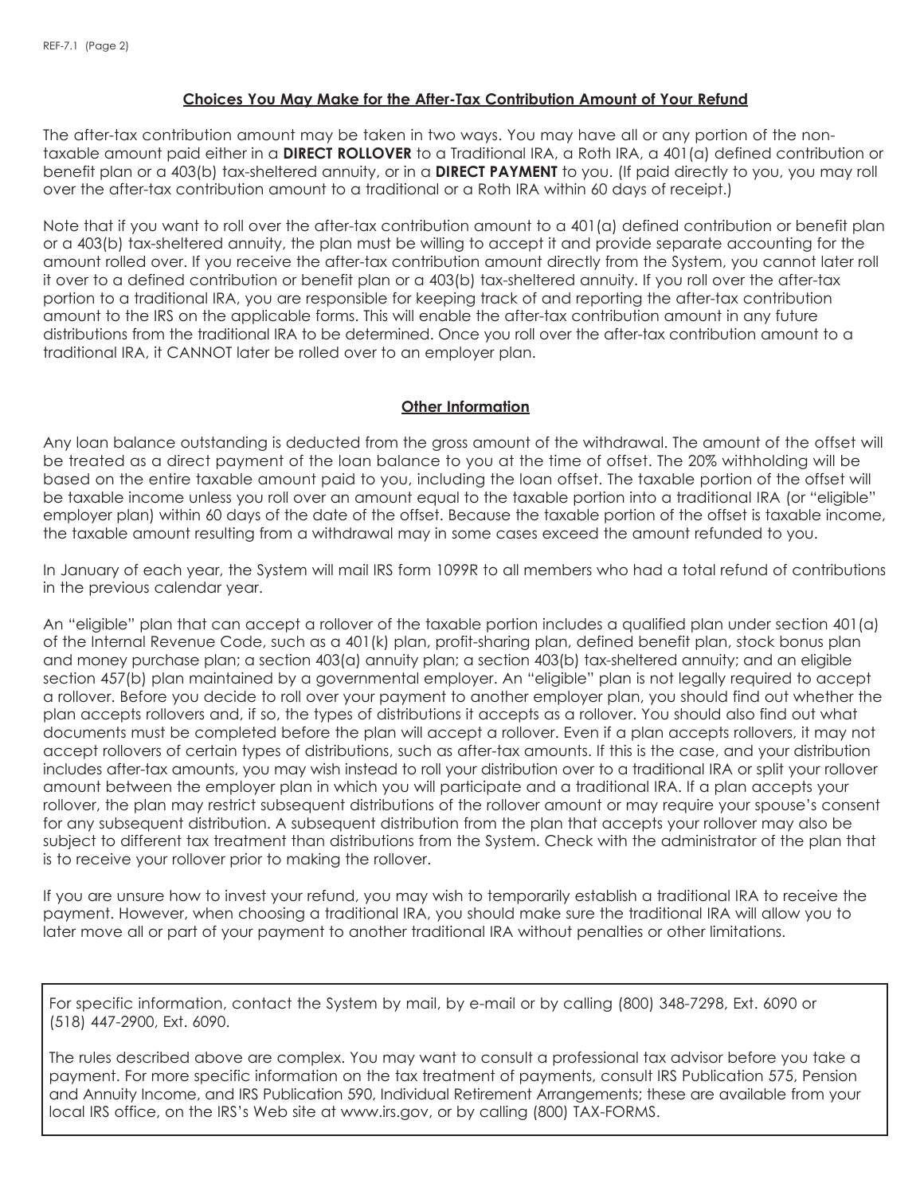## Choices You May Make for the After-Tax Contribution Amount of Your Refund

The after-tax contribution amount may be taken in two ways. You may have all or any portion of the non-taxable amount paid either in a **DIRECT ROLLOVER** to a Traditional IRA, a Roth IRA, a 401(a) defined contribution or benefit plan or a 403(b) tax-sheltered annuity, or in a **DIRECT PAYMENT** to you. (If paid directly to you, you may roll over the after-tax contribution amount to a traditional or a Roth IRA within 60 days of receipt.)

Note that if you want to roll over the after-tax contribution amount to a 401(a) defined contribution or benefit plan or a 403(b) tax-sheltered annuity, the plan must be willing to accept it and provide separate accounting for the amount rolled over. If you receive the after-tax contribution amount directly from the System, you cannot later roll it over to a defined contribution or benefit plan or a 403(b) tax-sheltered annuity. If you roll over the after-tax portion to a traditional IRA, you are responsible for keeping track of and reporting the after-tax contribution amount to the IRS on the applicable forms. This will enable the after-tax contribution amount in any future distributions from the traditional IRA to be determined. Once you roll over the after-tax contribution amount to a traditional IRA, it CANNOT later be rolled over to an employer plan.

## Other Information

Any loan balance outstanding is deducted from the gross amount of the withdrawal. The amount of the offset will be treated as a direct payment of the loan balance to you at the time of offset. The 20% withholding will be based on the entire taxable amount paid to you, including the loan offset. The taxable portion of the offset will be taxable income unless you roll over an amount equal to the taxable portion into a traditional IRA (or "eligible" employer plan) within 60 days of the date of the offset. Because the taxable portion of the offset is taxable income, the taxable amount resulting from a withdrawal may in some cases exceed the amount refunded to you.

In January of each year, the System will mail IRS form 1099R to all members who had a total refund of contributions in the previous calendar year.

An "eligible" plan that can accept a rollover of the taxable portion includes a qualified plan under section 401(a) of the Internal Revenue Code, such as a 401(k) plan, profit-sharing plan, defined benefit plan, stock bonus plan and money purchase plan; a section 403(a) annuity plan; a section 403(b) tax-sheltered annuity; and an eligible section 457(b) plan maintained by a governmental employer. An "eligible" plan is not legally required to accept a rollover. Before you decide to roll over your payment to another employer plan, you should find out whether the plan accepts rollovers and, if so, the types of distributions it accepts as a rollover. You should also find out what documents must be completed before the plan will accept a rollover. Even if a plan accepts rollovers, it may not accept rollovers of certain types of distributions, such as after-tax amounts. If this is the case, and your distribution includes after-tax amounts, you may wish instead to roll your distribution over to a traditional IRA or split your rollover amount between the employer plan in which you will participate and a traditional IRA. If a plan accepts your rollover, the plan may restrict subsequent distributions of the rollover amount or may require your spouse's consent for any subsequent distribution. A subsequent distribution from the plan that accepts your rollover may also be subject to different tax treatment than distributions from the System. Check with the administrator of the plan that is to receive your rollover prior to making the rollover.

If you are unsure how to invest your refund, you may wish to temporarily establish a traditional IRA to receive the payment. However, when choosing a traditional IRA, you should make sure the traditional IRA will allow you to later move all or part of your payment to another traditional IRA without penalties or other limitations.

For specific information, contact the System by mail, by e-mail or by calling (800) 348-7298, Ext. 6090 or (518) 447-2900, Ext. 6090.

The rules described above are complex. You may want to consult a professional tax advisor before you take a payment. For more specific information on the tax treatment of payments, consult IRS Publication 575, Pension and Annuity Income, and IRS Publication 590, Individual Retirement Arrangements; these are available from your local IRS office, on the IRS's Web site at www.irs.gov, or by calling (800) TAX-FORMS.